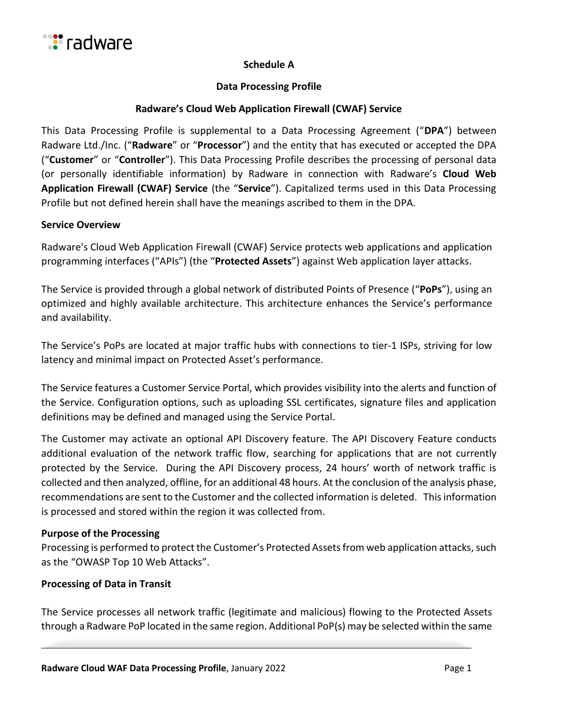**Schedule A**

**Data Processing Profile**

**Radware's Cloud Web Application Firewall (CWAF) Service**

This Data Processing Profile is supplemental to a Data Processing Agreement ("**DPA**") between Radware Ltd./Inc. ("**Radware**" or "**Processor**") and the entity that has executed or accepted the DPA ("**Customer**" or "**Controller**"). This Data Processing Profile describes the processing of personal data (or personally identifiable information) by Radware in connection with Radware's **Cloud Web Application Firewall (CWAF) Service** (the "**Service**"). Capitalized terms used in this Data Processing Profile but not defined herein shall have the meanings ascribed to them in the DPA.

**Service Overview**

Radware's Cloud Web Application Firewall (CWAF) Service protects web applications and application programming interfaces ("APIs") (the "**Protected Assets**") against Web application layer attacks.

The Service is provided through a global network of distributed Points of Presence ("**PoPs**"), using an optimized and highly available architecture. This architecture enhances the Service's performance and availability.

The Service's PoPs are located at major traffic hubs with connections to tier-1 ISPs, striving for low latency and minimal impact on Protected Asset's performance.

The Service features a Customer Service Portal, which provides visibility into the alerts and function of the Service. Configuration options, such as uploading SSL certificates, signature files and application definitions may be defined and managed using the Service Portal.

The Customer may activate an optional API Discovery feature. The API Discovery Feature conducts additional evaluation of the network traffic flow, searching for applications that are not currently protected by the Service. During the API Discovery process, 24 hours' worth of network traffic is collected and then analyzed, offline, for an additional 48 hours. At the conclusion of the analysis phase, recommendations are sent to the Customer and the collected information is deleted. This information is processed and stored within the region it was collected from.

**Purpose of the Processing**

Processing is performed to protect the Customer's Protected Assets from web application attacks, such as the "OWASP Top 10 Web Attacks".

**Processing of Data in Transit**

The Service processes all network traffic (legitimate and malicious) flowing to the Protected Assets through a Radware PoP located in the same region. Additional PoP(s) may be selected within the same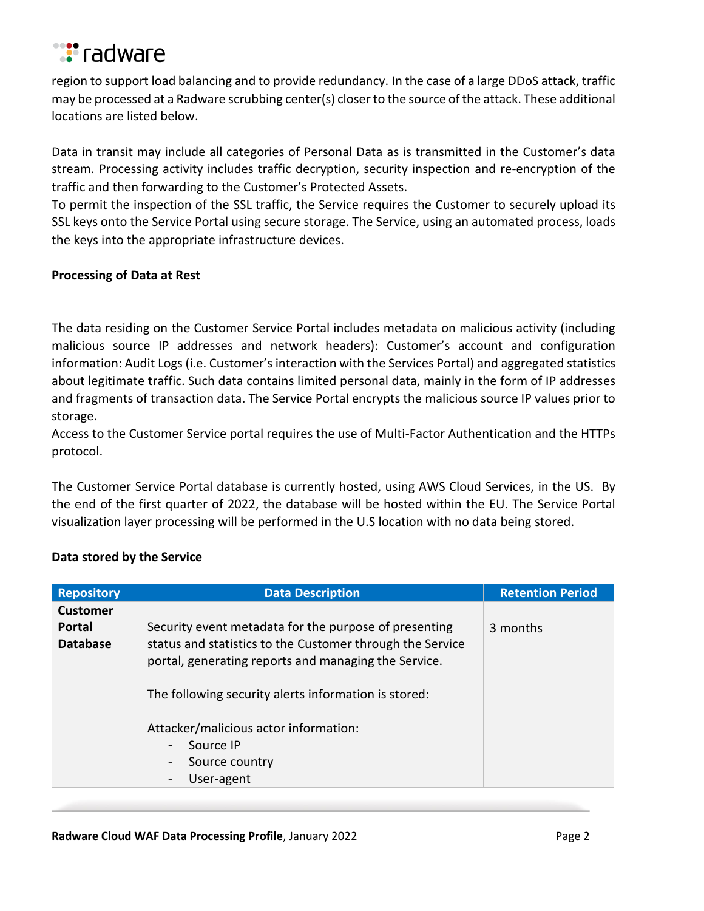region to support load balancing and to provide redundancy. In the case of a large DDoS attack, traffic may be processed at a Radware scrubbing center(s) closer to the source of the attack. These additional locations are listed below.

Data in transit may include all categories of Personal Data as is transmitted in the Customer's data stream. Processing activity includes traffic decryption, security inspection and re-encryption of the traffic and then forwarding to the Customer's Protected Assets.
To permit the inspection of the SSL traffic, the Service requires the Customer to securely upload its SSL keys onto the Service Portal using secure storage. The Service, using an automated process, loads the keys into the appropriate infrastructure devices.

**Processing of Data at Rest**

The data residing on the Customer Service Portal includes metadata on malicious activity (including malicious source IP addresses and network headers): Customer's account and configuration information: Audit Logs (i.e. Customer's interaction with the Services Portal) and aggregated statistics about legitimate traffic. Such data contains limited personal data, mainly in the form of IP addresses and fragments of transaction data. The Service Portal encrypts the malicious source IP values prior to storage.
Access to the Customer Service portal requires the use of Multi-Factor Authentication and the HTTPs protocol.

The Customer Service Portal database is currently hosted, using AWS Cloud Services, in the US. By the end of the first quarter of 2022, the database will be hosted within the EU. The Service Portal visualization layer processing will be performed in the U.S location with no data being stored.

**Data stored by the Service**

| Repository | Data Description | Retention Period |
|---|---|---|
| **Customer Portal Database** | Security event metadata for the purpose of presenting status and statistics to the Customer through the Service portal, generating reports and managing the Service.<br><br>The following security alerts information is stored:<br><br>Attacker/malicious actor information:<br>- Source IP<br>- Source country<br>- User-agent | 3 months |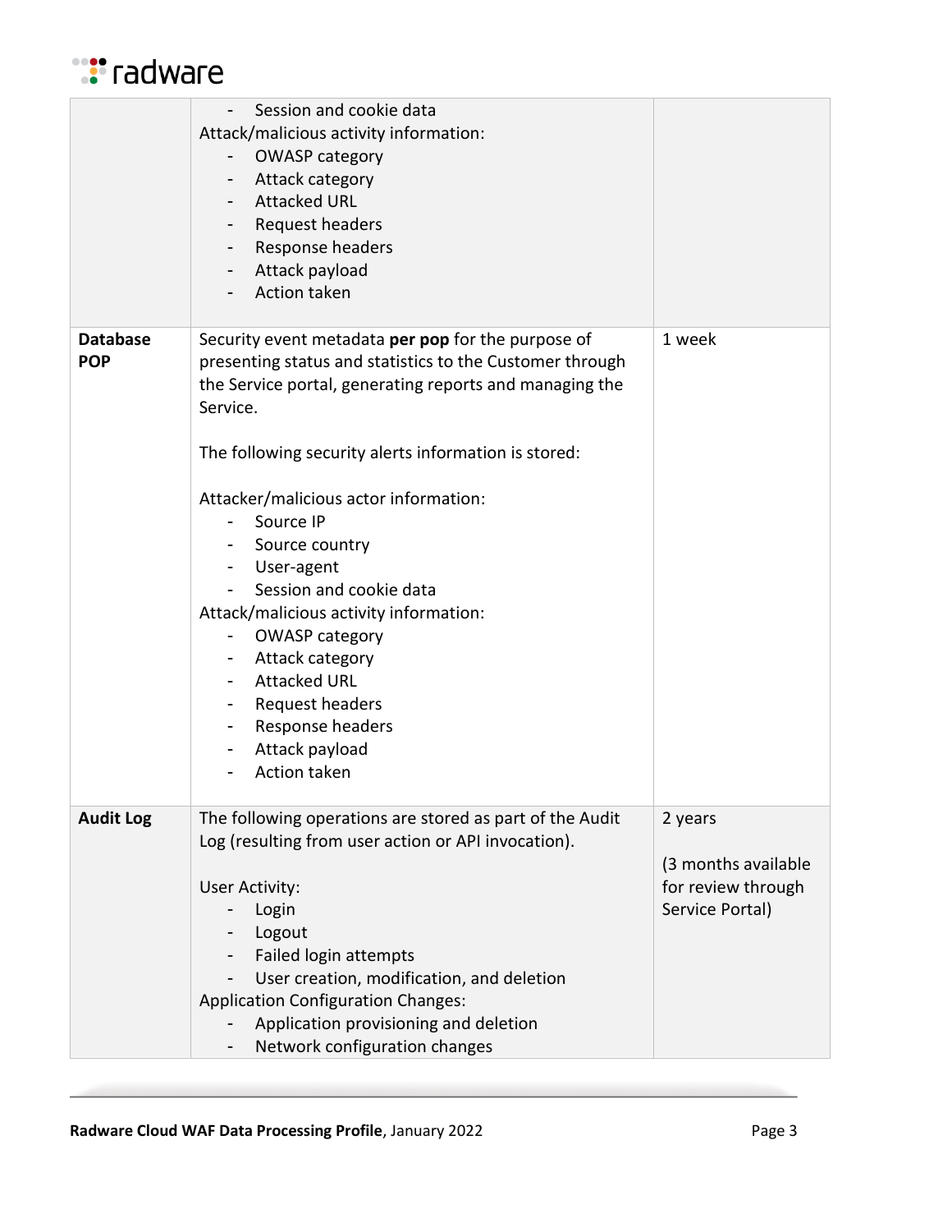| | | |
|---|---|---|
| | - Session and cookie data<br>Attack/malicious activity information:<br>- OWASP category<br>- Attack category<br>- Attacked URL<br>- Request headers<br>- Response headers<br>- Attack payload<br>- Action taken | |
| **Database POP** | Security event metadata **per pop** for the purpose of presenting status and statistics to the Customer through the Service portal, generating reports and managing the Service.<br><br>The following security alerts information is stored:<br><br>Attacker/malicious actor information:<br>- Source IP<br>- Source country<br>- User-agent<br>- Session and cookie data<br>Attack/malicious activity information:<br>- OWASP category<br>- Attack category<br>- Attacked URL<br>- Request headers<br>- Response headers<br>- Attack payload<br>- Action taken | 1 week |
| **Audit Log** | The following operations are stored as part of the Audit Log (resulting from user action or API invocation).<br><br>User Activity:<br>- Login<br>- Logout<br>- Failed login attempts<br>- User creation, modification, and deletion<br>Application Configuration Changes:<br>- Application provisioning and deletion<br>- Network configuration changes | 2 years<br><br>(3 months available for review through Service Portal) |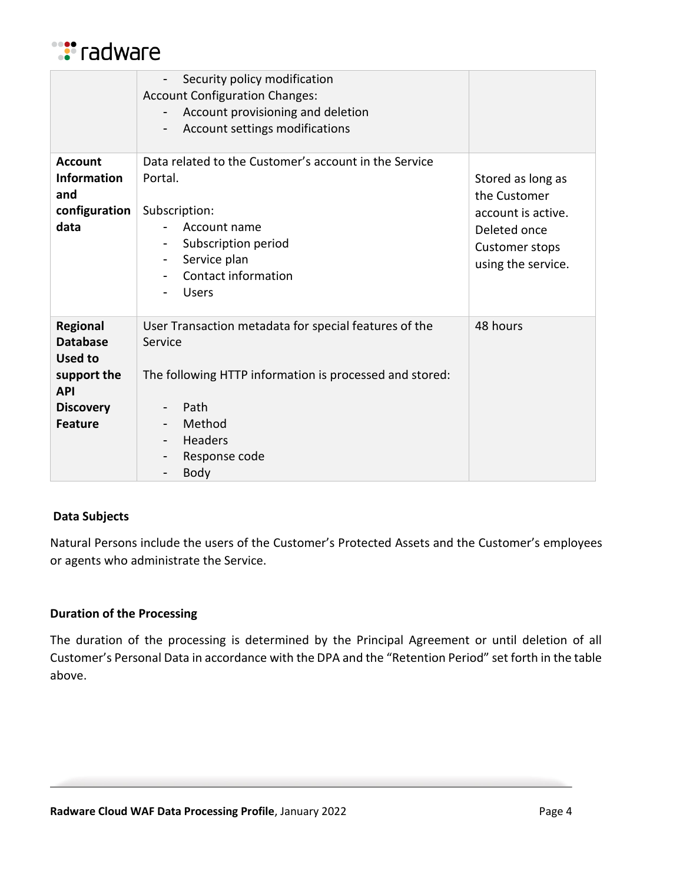| | | |
|---|---|---|
| | - Security policy modification<br>Account Configuration Changes:<br>- Account provisioning and deletion<br>- Account settings modifications | |
| **Account Information and configuration data** | Data related to the Customer's account in the Service Portal.<br><br>Subscription:<br>- Account name<br>- Subscription period<br>- Service plan<br>- Contact information<br>- Users | Stored as long as the Customer account is active. Deleted once Customer stops using the service. |
| **Regional Database Used to support the API Discovery Feature** | User Transaction metadata for special features of the Service<br><br>The following HTTP information is processed and stored:<br><br>- Path<br>- Method<br>- Headers<br>- Response code<br>- Body | 48 hours |

**Data Subjects**

Natural Persons include the users of the Customer's Protected Assets and the Customer's employees or agents who administrate the Service.

**Duration of the Processing**

The duration of the processing is determined by the Principal Agreement or until deletion of all Customer's Personal Data in accordance with the DPA and the "Retention Period" set forth in the table above.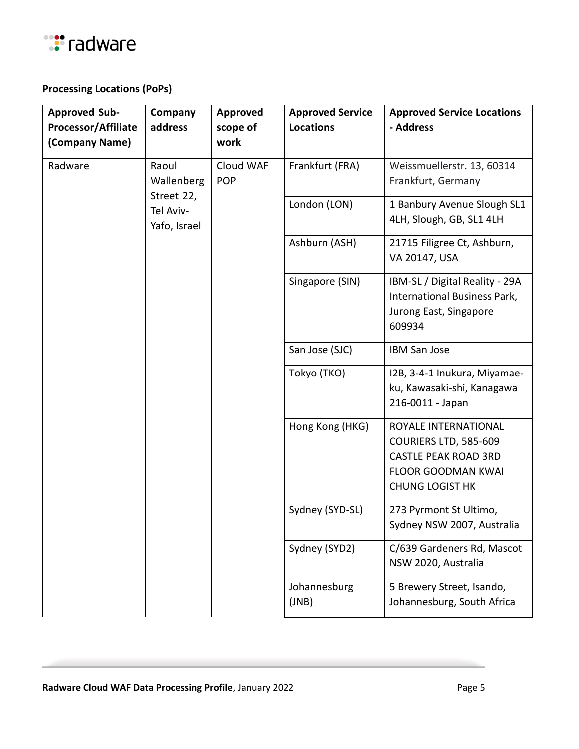**Processing Locations (PoPs)**

| Approved Sub-Processor/Affiliate (Company Name) | Company address | Approved scope of work | Approved Service Locations | Approved Service Locations - Address |
|---|---|---|---|---|
| Radware | Raoul Wallenberg Street 22, Tel Aviv-Yafo, Israel | Cloud WAF POP | Frankfurt (FRA) | Weissmuellerstr. 13, 60314 Frankfurt, Germany |
| | | | London (LON) | 1 Banbury Avenue Slough SL1 4LH, Slough, GB, SL1 4LH |
| | | | Ashburn (ASH) | 21715 Filigree Ct, Ashburn, VA 20147, USA |
| | | | Singapore (SIN) | IBM-SL / Digital Reality - 29A International Business Park, Jurong East, Singapore 609934 |
| | | | San Jose (SJC) | IBM San Jose |
| | | | Tokyo (TKO) | I2B, 3-4-1 Inukura, Miyamae-ku, Kawasaki-shi, Kanagawa 216-0011 - Japan |
| | | | Hong Kong (HKG) | ROYALE INTERNATIONAL COURIERS LTD, 585-609 CASTLE PEAK ROAD 3RD FLOOR GOODMAN KWAI CHUNG LOGIST HK |
| | | | Sydney (SYD-SL) | 273 Pyrmont St Ultimo, Sydney NSW 2007, Australia |
| | | | Sydney (SYD2) | C/639 Gardeners Rd, Mascot NSW 2020, Australia |
| | | | Johannesburg (JNB) | 5 Brewery Street, Isando, Johannesburg, South Africa |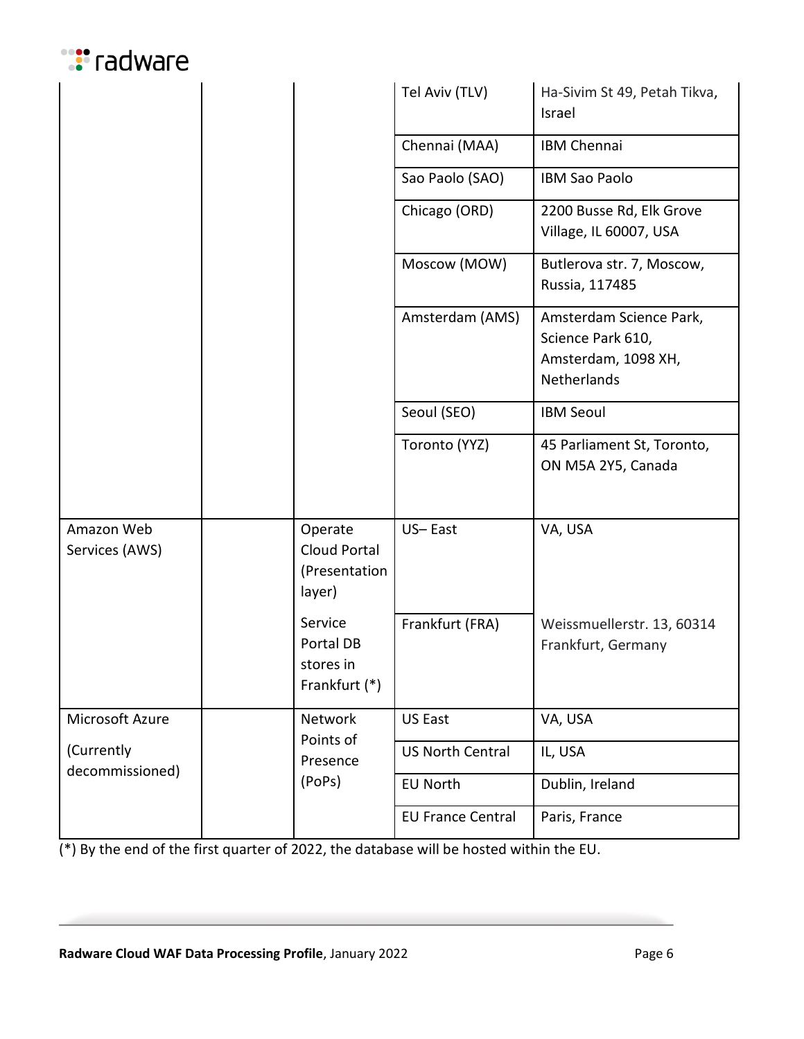| | | | | |
|---|---|---|---|---|
| | | | Tel Aviv (TLV) | Ha-Sivim St 49, Petah Tikva, Israel |
| | | | Chennai (MAA) | IBM Chennai |
| | | | Sao Paolo (SAO) | IBM Sao Paolo |
| | | | Chicago (ORD) | 2200 Busse Rd, Elk Grove Village, IL 60007, USA |
| | | | Moscow (MOW) | Butlerova str. 7, Moscow, Russia, 117485 |
| | | | Amsterdam (AMS) | Amsterdam Science Park, Science Park 610, Amsterdam, 1098 XH, Netherlands |
| | | | Seoul (SEO) | IBM Seoul |
| | | | Toronto (YYZ) | 45 Parliament St, Toronto, ON M5A 2Y5, Canada |
| Amazon Web Services (AWS) | | Operate Cloud Portal (Presentation layer) | US– East | VA, USA |
| | | Service Portal DB stores in Frankfurt (*) | Frankfurt (FRA) | Weissmuellerstr. 13, 60314 Frankfurt, Germany |
| Microsoft Azure (Currently decommissioned) | | Network Points of Presence (PoPs) | US East | VA, USA |
| | | | US North Central | IL, USA |
| | | | EU North | Dublin, Ireland |
| | | | EU France Central | Paris, France |

(*) By the end of the first quarter of 2022, the database will be hosted within the EU.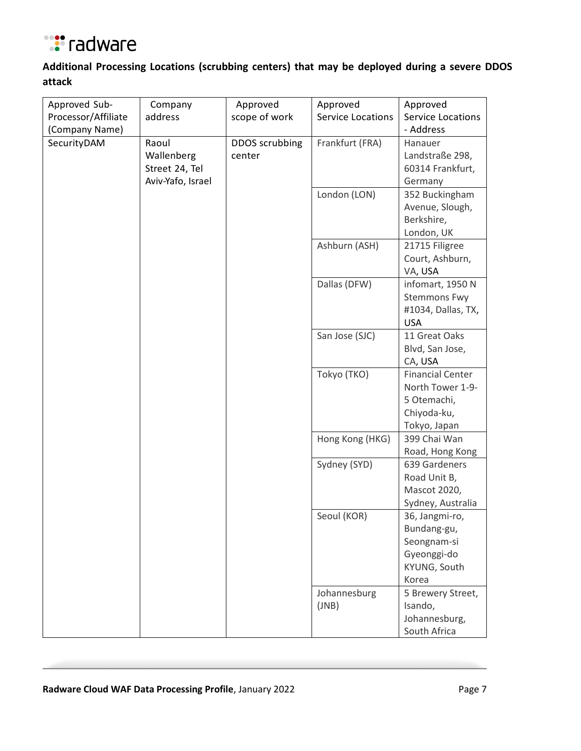**Additional Processing Locations (scrubbing centers) that may be deployed during a severe DDOS attack**

| Approved Sub-Processor/Affiliate (Company Name) | Company address | Approved scope of work | Approved Service Locations | Approved Service Locations - Address |
|---|---|---|---|---|
| SecurityDAM | Raoul Wallenberg Street 24, Tel Aviv-Yafo, Israel | DDOS scrubbing center | Frankfurt (FRA) | Hanauer Landstraße 298, 60314 Frankfurt, Germany |
| | | | London (LON) | 352 Buckingham Avenue, Slough, Berkshire, London, UK |
| | | | Ashburn (ASH) | 21715 Filigree Court, Ashburn, VA, USA |
| | | | Dallas (DFW) | infomart, 1950 N Stemmons Fwy #1034, Dallas, TX, USA |
| | | | San Jose (SJC) | 11 Great Oaks Blvd, San Jose, CA, USA |
| | | | Tokyo (TKO) | Financial Center North Tower 1-9-5 Otemachi, Chiyoda-ku, Tokyo, Japan |
| | | | Hong Kong (HKG) | 399 Chai Wan Road, Hong Kong |
| | | | Sydney (SYD) | 639 Gardeners Road Unit B, Mascot 2020, Sydney, Australia |
| | | | Seoul (KOR) | 36, Jangmi-ro, Bundang-gu, Seongnam-si Gyeonggi-do KYUNG, South Korea |
| | | | Johannesburg (JNB) | 5 Brewery Street, Isando, Johannesburg, South Africa |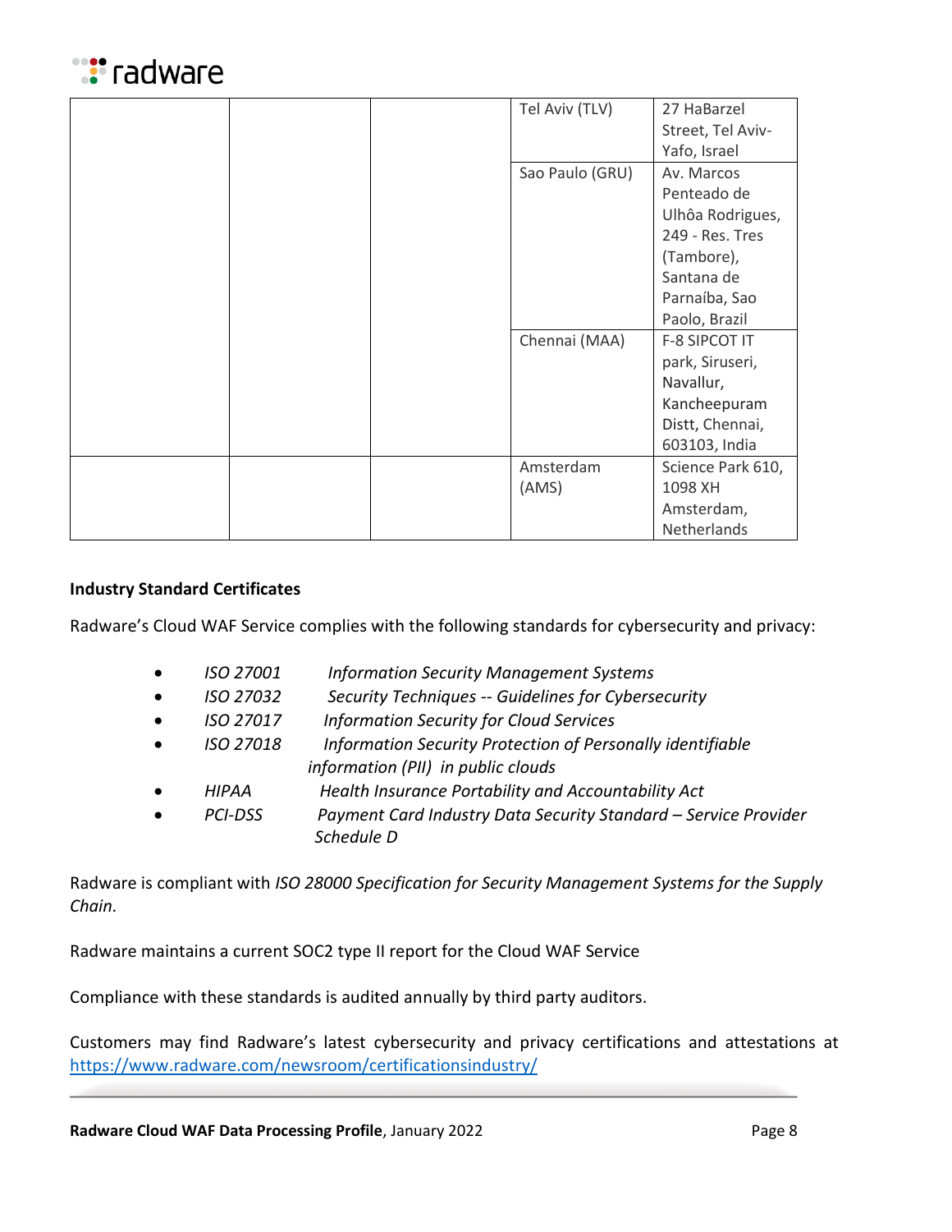| | | | | |
|---|---|---|---|---|
| | | | Tel Aviv (TLV) | 27 HaBarzel Street, Tel Aviv-Yafo, Israel |
| | | | Sao Paulo (GRU) | Av. Marcos Penteado de Ulhôa Rodrigues, 249 - Res. Tres (Tambore), Santana de Parnaíba, Sao Paolo, Brazil |
| | | | Chennai (MAA) | F-8 SIPCOT IT park, Siruseri, Navallur, Kancheepuram Distt, Chennai, 603103, India |
| | | | Amsterdam (AMS) | Science Park 610, 1098 XH Amsterdam, Netherlands |

**Industry Standard Certificates**

Radware's Cloud WAF Service complies with the following standards for cybersecurity and privacy:

- *ISO 27001* — *Information Security Management Systems*
- *ISO 27032* — *Security Techniques -- Guidelines for Cybersecurity*
- *ISO 27017* — *Information Security for Cloud Services*
- *ISO 27018* — *Information Security Protection of Personally identifiable information (PII) in public clouds*
- *HIPAA* — *Health Insurance Portability and Accountability Act*
- *PCI-DSS* — *Payment Card Industry Data Security Standard – Service Provider Schedule D*

Radware is compliant with *ISO 28000 Specification for Security Management Systems for the Supply Chain.*

Radware maintains a current SOC2 type II report for the Cloud WAF Service

Compliance with these standards is audited annually by third party auditors.

Customers may find Radware's latest cybersecurity and privacy certifications and attestations at https://www.radware.com/newsroom/certificationsindustry/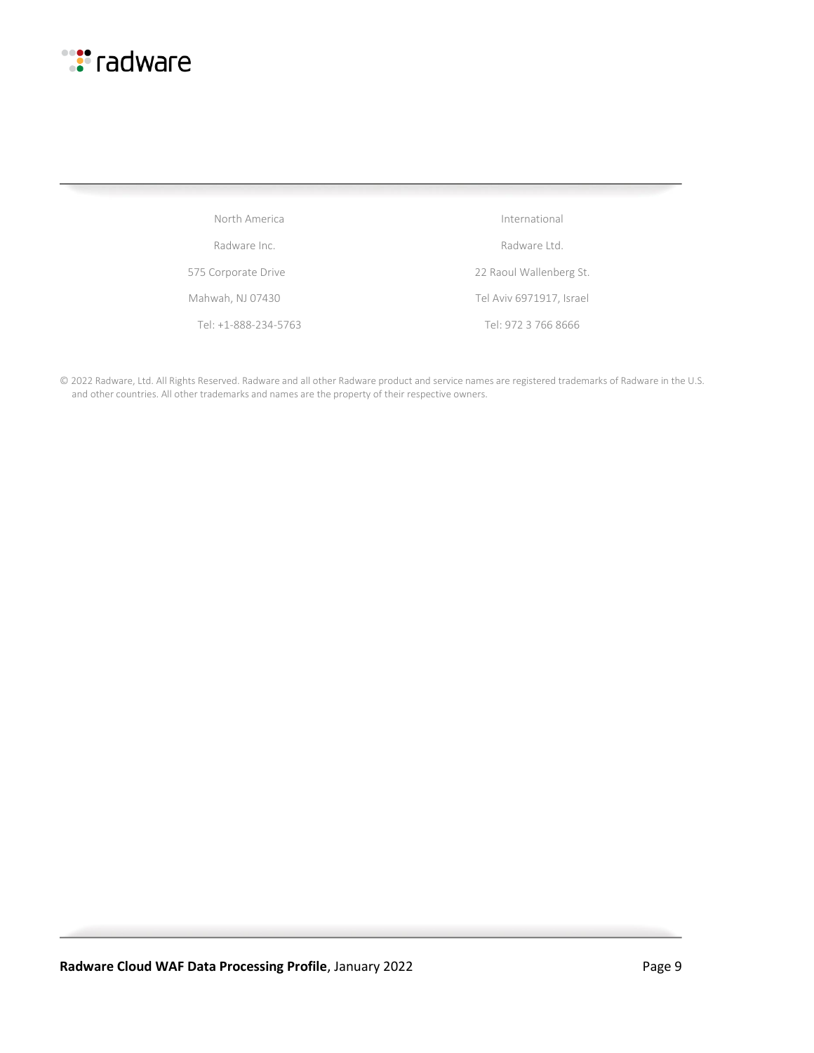North America

Radware Inc.

575 Corporate Drive

Mahwah, NJ 07430

Tel: +1-888-234-5763

International

Radware Ltd.

22 Raoul Wallenberg St.

Tel Aviv 6971917, Israel

Tel: 972 3 766 8666

© 2022 Radware, Ltd. All Rights Reserved. Radware and all other Radware product and service names are registered trademarks of Radware in the U.S. and other countries. All other trademarks and names are the property of their respective owners.